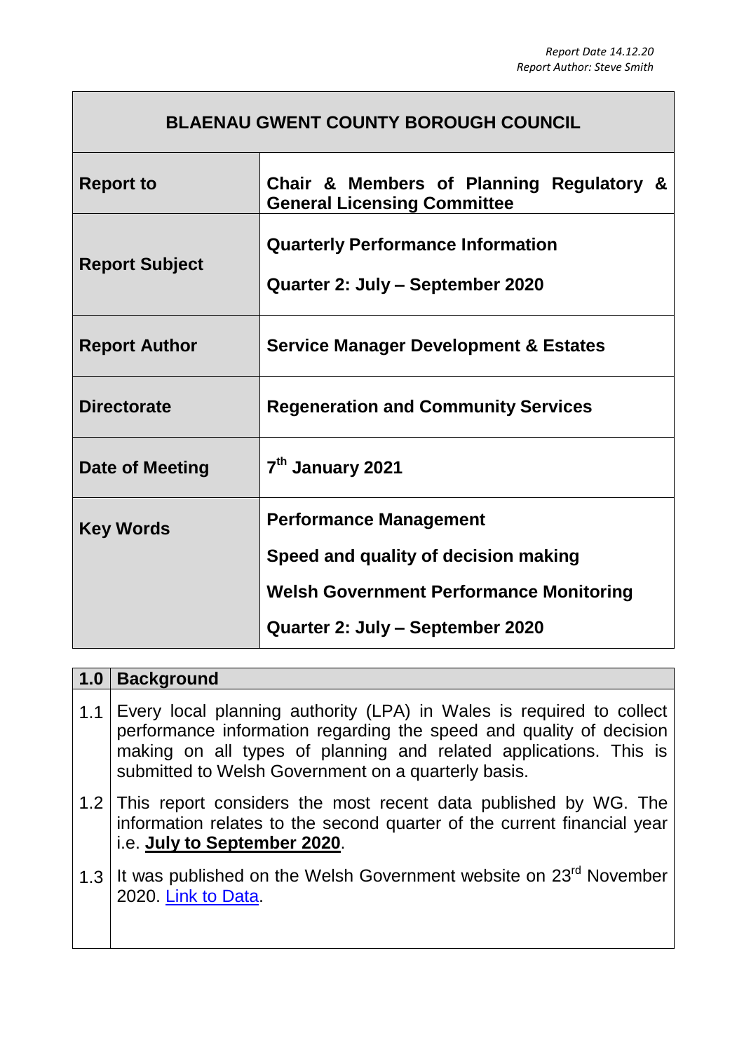*Report Date 14.12.20*
*Report Author: Steve Smith*

| BLAENAU GWENT COUNTY BOROUGH COUNCIL | |
|---|---|
| **Report to** | **Chair & Members of Planning Regulatory & General Licensing Committee** |
| **Report Subject** | **Quarterly Performance Information**<br><br>**Quarter 2: July – September 2020** |
| **Report Author** | **Service Manager Development & Estates** |
| **Directorate** | **Regeneration and Community Services** |
| **Date of Meeting** | **7th January 2021** |
| **Key Words** | **Performance Management**<br><br>**Speed and quality of decision making**<br><br>**Welsh Government Performance Monitoring**<br><br>**Quarter 2: July – September 2020** |

| **1.0** | **Background** |
|---|---|
| 1.1 | Every local planning authority (LPA) in Wales is required to collect performance information regarding the speed and quality of decision making on all types of planning and related applications. This is submitted to Welsh Government on a quarterly basis. |
| 1.2 | This report considers the most recent data published by WG. The information relates to the second quarter of the current financial year i.e. **July to September 2020**. |
| 1.3 | It was published on the Welsh Government website on 23rd November 2020. Link to Data. |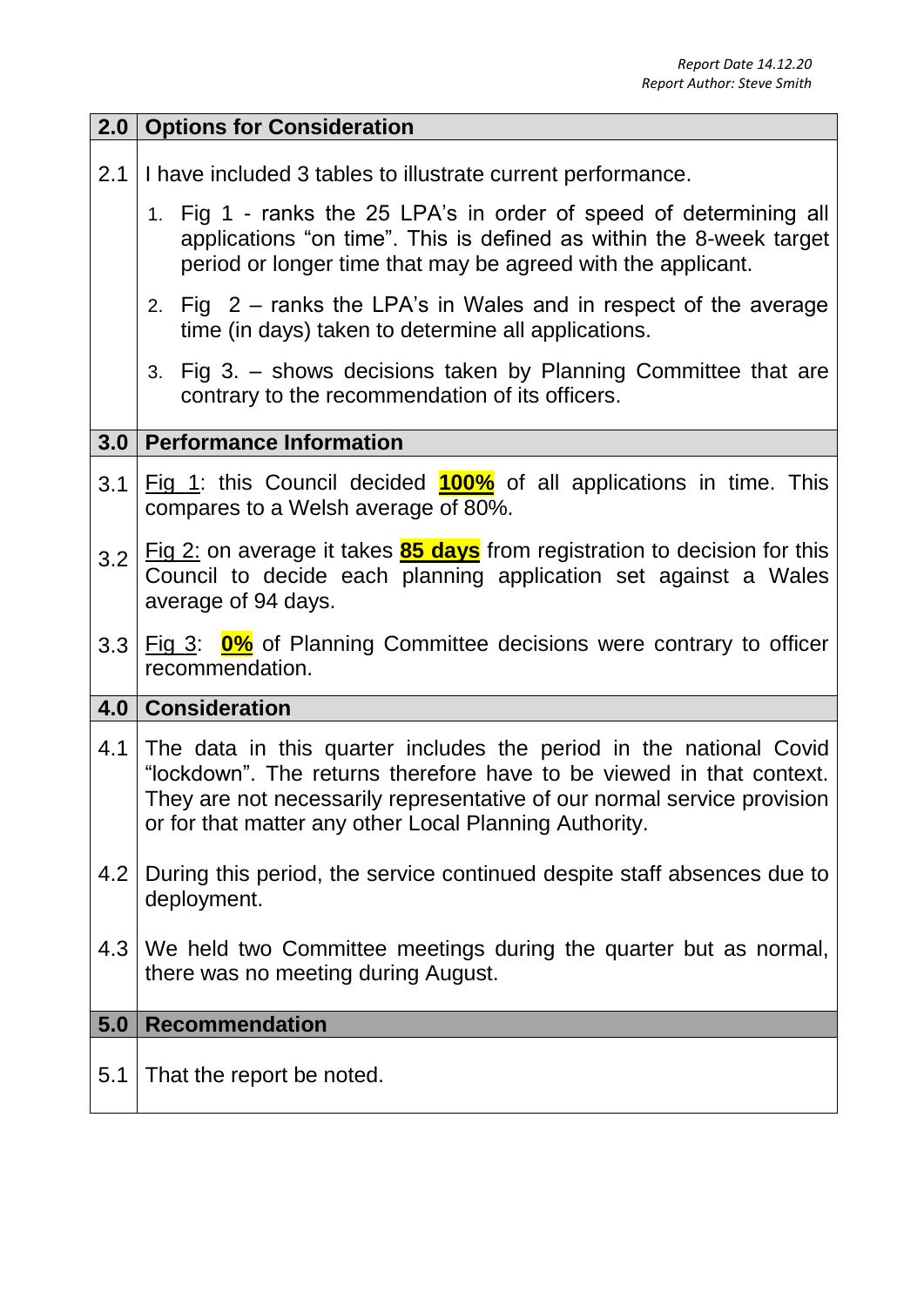*Report Date 14.12.20*
*Report Author: Steve Smith*

## 2.0 Options for Consideration

2.1 I have included 3 tables to illustrate current performance.

1. Fig 1 - ranks the 25 LPA's in order of speed of determining all applications "on time". This is defined as within the 8-week target period or longer time that may be agreed with the applicant.
2. Fig 2 – ranks the LPA's in Wales and in respect of the average time (in days) taken to determine all applications.
3. Fig 3. – shows decisions taken by Planning Committee that are contrary to the recommendation of its officers.

## 3.0 Performance Information

3.1 Fig 1: this Council decided **100%** of all applications in time. This compares to a Welsh average of 80%.

3.2 Fig 2: on average it takes **85 days** from registration to decision for this Council to decide each planning application set against a Wales average of 94 days.

3.3 Fig 3: **0%** of Planning Committee decisions were contrary to officer recommendation.

## 4.0 Consideration

4.1 The data in this quarter includes the period in the national Covid "lockdown". The returns therefore have to be viewed in that context. They are not necessarily representative of our normal service provision or for that matter any other Local Planning Authority.

4.2 During this period, the service continued despite staff absences due to deployment.

4.3 We held two Committee meetings during the quarter but as normal, there was no meeting during August.

## 5.0 Recommendation

5.1 That the report be noted.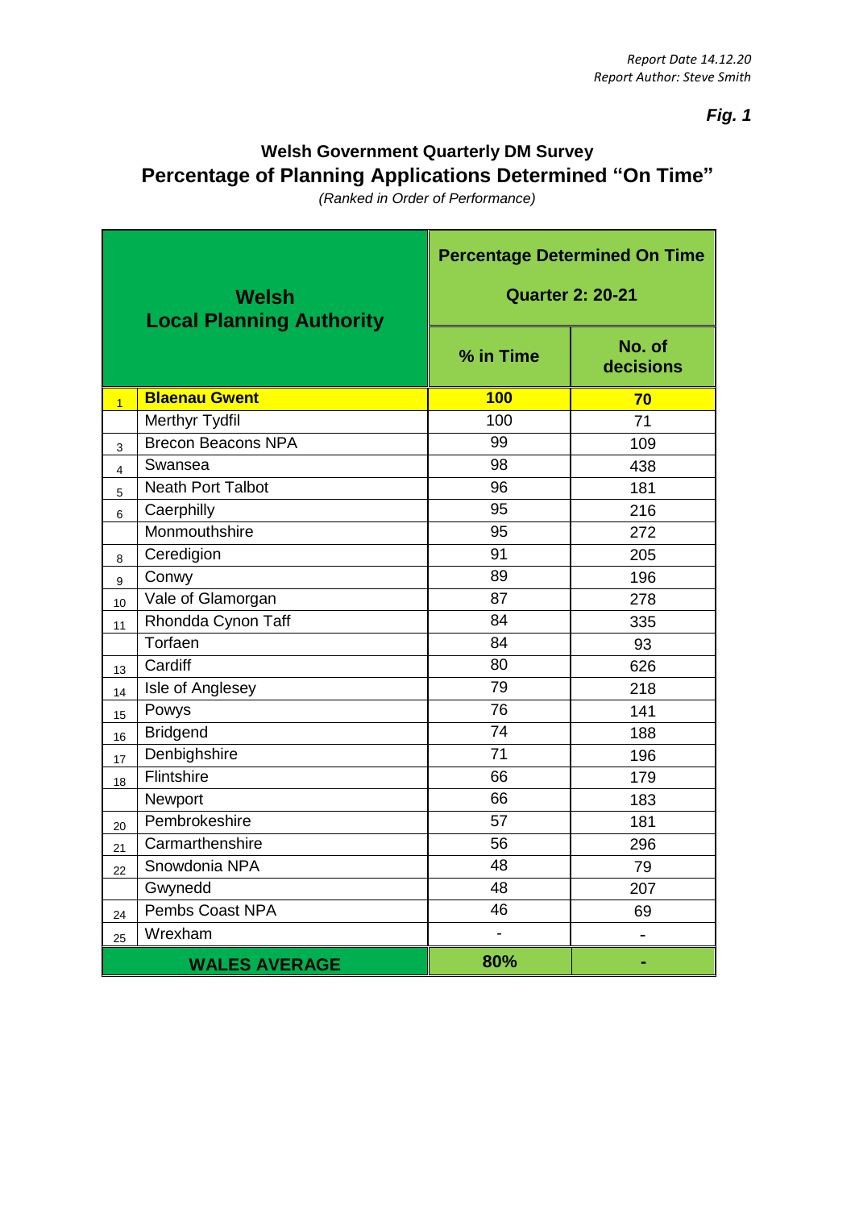*Report Date 14.12.20*
*Report Author: Steve Smith*

***Fig. 1***

## Welsh Government Quarterly DM Survey
## Percentage of Planning Applications Determined "On Time"

*(Ranked in Order of Performance)*

| | Welsh Local Planning Authority | Percentage Determined On Time Quarter 2: 20-21 | |
|---|---|---|---|
| | | % in Time | No. of decisions |
| 1 | **Blaenau Gwent** | **100** | **70** |
| | Merthyr Tydfil | 100 | 71 |
| 3 | Brecon Beacons NPA | 99 | 109 |
| 4 | Swansea | 98 | 438 |
| 5 | Neath Port Talbot | 96 | 181 |
| 6 | Caerphilly | 95 | 216 |
| | Monmouthshire | 95 | 272 |
| 8 | Ceredigion | 91 | 205 |
| 9 | Conwy | 89 | 196 |
| 10 | Vale of Glamorgan | 87 | 278 |
| 11 | Rhondda Cynon Taff | 84 | 335 |
| | Torfaen | 84 | 93 |
| 13 | Cardiff | 80 | 626 |
| 14 | Isle of Anglesey | 79 | 218 |
| 15 | Powys | 76 | 141 |
| 16 | Bridgend | 74 | 188 |
| 17 | Denbighshire | 71 | 196 |
| 18 | Flintshire | 66 | 179 |
| | Newport | 66 | 183 |
| 20 | Pembrokeshire | 57 | 181 |
| 21 | Carmarthenshire | 56 | 296 |
| 22 | Snowdonia NPA | 48 | 79 |
| | Gwynedd | 48 | 207 |
| 24 | Pembs Coast NPA | 46 | 69 |
| 25 | Wrexham | - | - |
| | **WALES AVERAGE** | **80%** | **-** |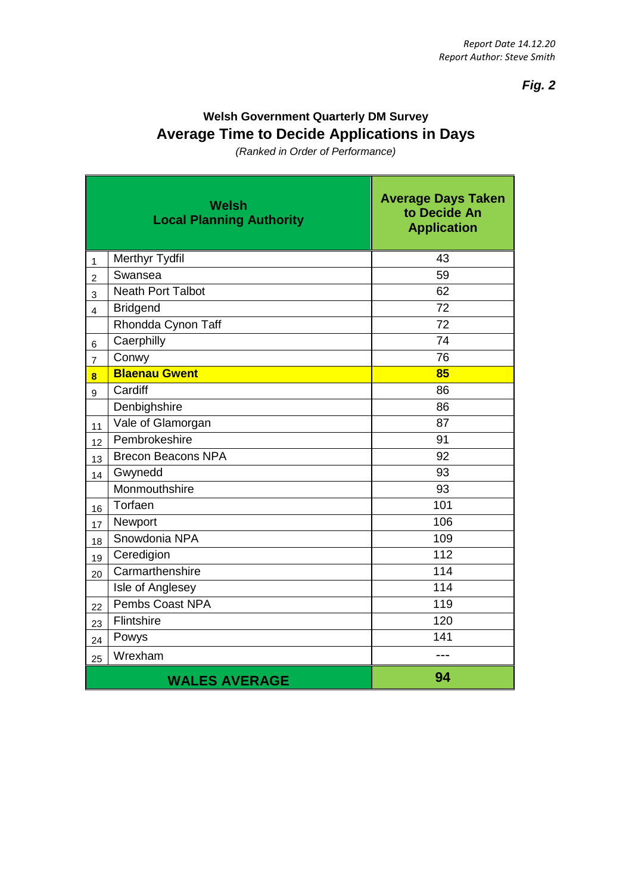*Report Date 14.12.20*
*Report Author: Steve Smith*

***Fig. 2***

**Welsh Government Quarterly DM Survey**

## Average Time to Decide Applications in Days

*(Ranked in Order of Performance)*

| | Welsh Local Planning Authority | Average Days Taken to Decide An Application |
|---|---|---|
| 1 | Merthyr Tydfil | 43 |
| 2 | Swansea | 59 |
| 3 | Neath Port Talbot | 62 |
| 4 | Bridgend | 72 |
| | Rhondda Cynon Taff | 72 |
| 6 | Caerphilly | 74 |
| 7 | Conwy | 76 |
| **8** | **Blaenau Gwent** | **85** |
| 9 | Cardiff | 86 |
| | Denbighshire | 86 |
| 11 | Vale of Glamorgan | 87 |
| 12 | Pembrokeshire | 91 |
| 13 | Brecon Beacons NPA | 92 |
| 14 | Gwynedd | 93 |
| | Monmouthshire | 93 |
| 16 | Torfaen | 101 |
| 17 | Newport | 106 |
| 18 | Snowdonia NPA | 109 |
| 19 | Ceredigion | 112 |
| 20 | Carmarthenshire | 114 |
| | Isle of Anglesey | 114 |
| 22 | Pembs Coast NPA | 119 |
| 23 | Flintshire | 120 |
| 24 | Powys | 141 |
| 25 | Wrexham | --- |
| | **WALES AVERAGE** | **94** |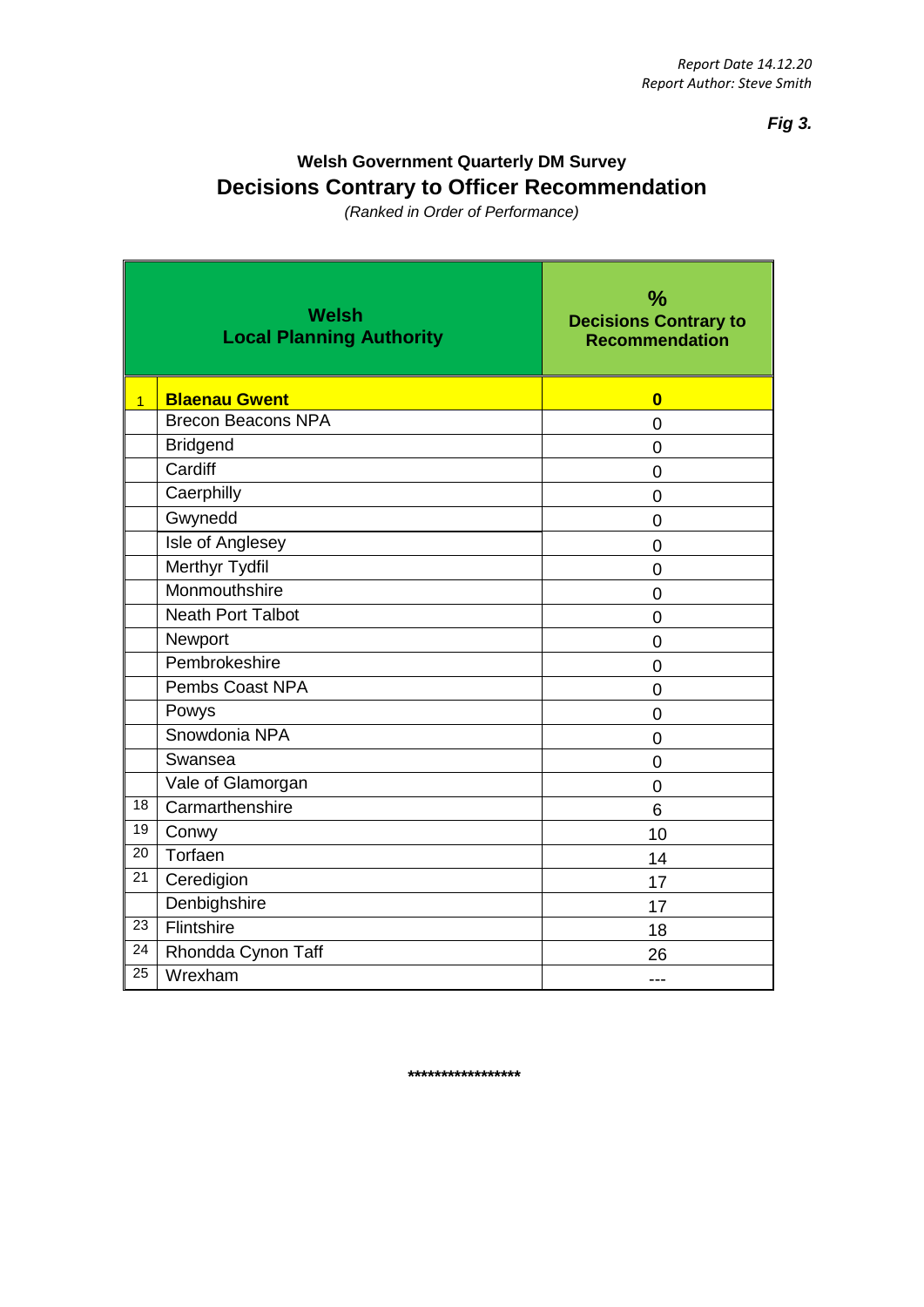*Report Date 14.12.20*
*Report Author: Steve Smith*

***Fig 3.***

## Welsh Government Quarterly DM Survey

# Decisions Contrary to Officer Recommendation

*(Ranked in Order of Performance)*

| | Welsh Local Planning Authority | % Decisions Contrary to Recommendation |
|---|---|---|
| 1 | **Blaenau Gwent** | **0** |
| | Brecon Beacons NPA | 0 |
| | Bridgend | 0 |
| | Cardiff | 0 |
| | Caerphilly | 0 |
| | Gwynedd | 0 |
| | Isle of Anglesey | 0 |
| | Merthyr Tydfil | 0 |
| | Monmouthshire | 0 |
| | Neath Port Talbot | 0 |
| | Newport | 0 |
| | Pembrokeshire | 0 |
| | Pembs Coast NPA | 0 |
| | Powys | 0 |
| | Snowdonia NPA | 0 |
| | Swansea | 0 |
| | Vale of Glamorgan | 0 |
| 18 | Carmarthenshire | 6 |
| 19 | Conwy | 10 |
| 20 | Torfaen | 14 |
| 21 | Ceredigion | 17 |
| | Denbighshire | 17 |
| 23 | Flintshire | 18 |
| 24 | Rhondda Cynon Taff | 26 |
| 25 | Wrexham | --- |

*****************